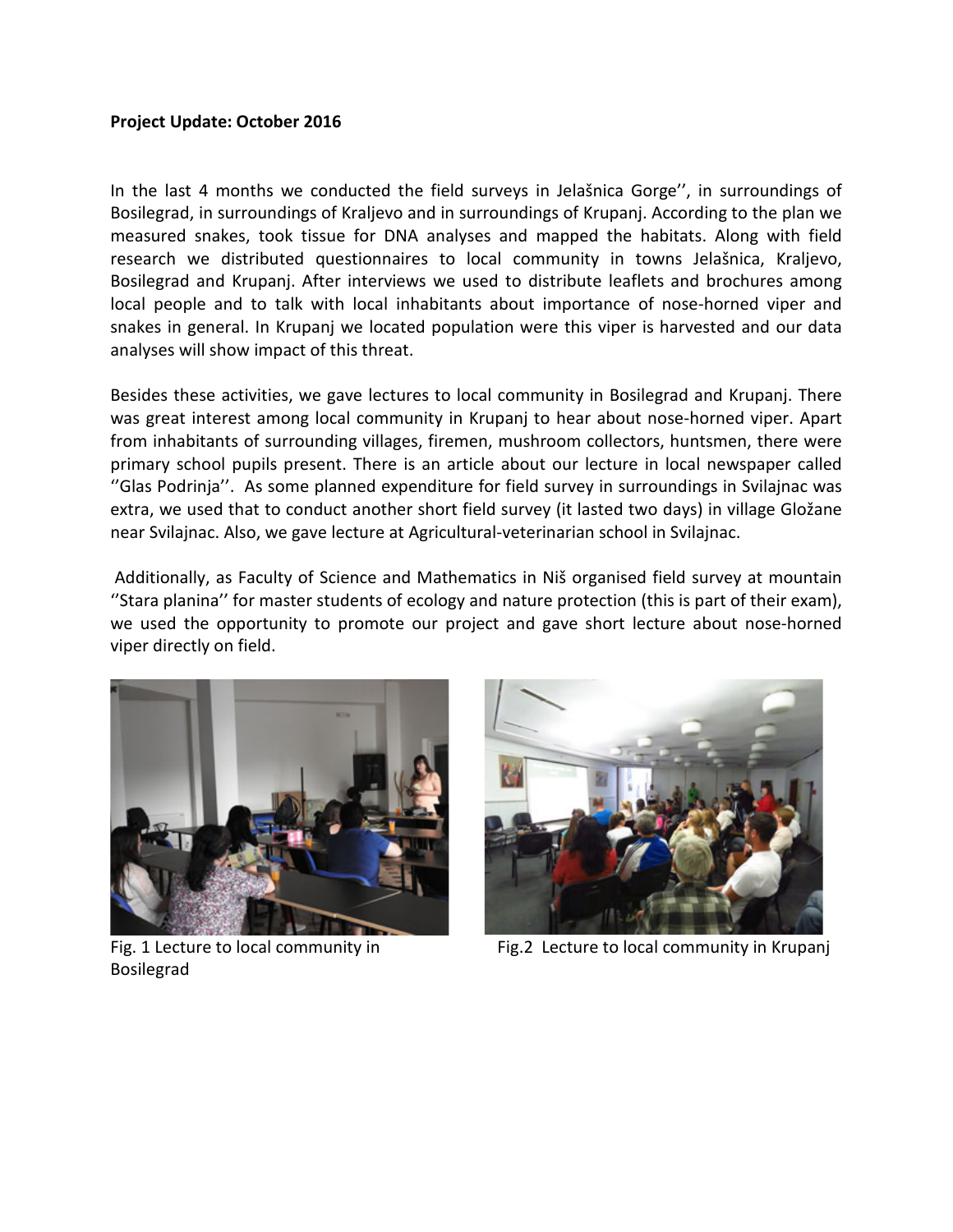**Project Update: October 2016**

In the last 4 months we conducted the field surveys in Jelašnica Gorge'', in surroundings of Bosilegrad, in surroundings of Kraljevo and in surroundings of Krupanj. According to the plan we measured snakes, took tissue for DNA analyses and mapped the habitats. Along with field research we distributed questionnaires to local community in towns Jelašnica, Kraljevo, Bosilegrad and Krupanj. After interviews we used to distribute leaflets and brochures among local people and to talk with local inhabitants about importance of nose-horned viper and snakes in general. In Krupanj we located population were this viper is harvested and our data analyses will show impact of this threat.

Besides these activities, we gave lectures to local community in Bosilegrad and Krupanj. There was great interest among local community in Krupanj to hear about nose-horned viper. Apart from inhabitants of surrounding villages, firemen, mushroom collectors, huntsmen, there were primary school pupils present. There is an article about our lecture in local newspaper called ''Glas Podrinja''. As some planned expenditure for field survey in surroundings in Svilajnac was extra, we used that to conduct another short field survey (it lasted two days) in village Gložane near Svilajnac. Also, we gave lecture at Agricultural-veterinarian school in Svilajnac.

Additionally, as Faculty of Science and Mathematics in Niš organised field survey at mountain ''Stara planina'' for master students of ecology and nature protection (this is part of their exam), we used the opportunity to promote our project and gave short lecture about nose-horned viper directly on field.

Fig. 1 Lecture to local community in Bosilegrad

Fig.2 Lecture to local community in Krupanj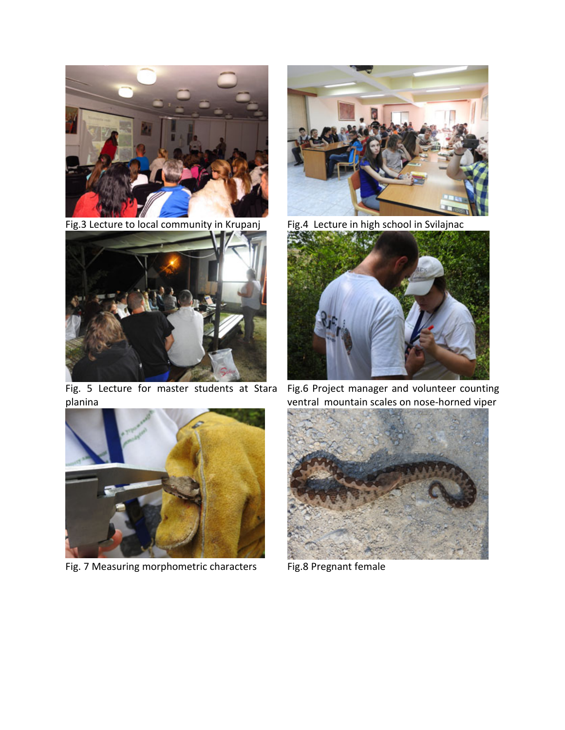Fig.3 Lecture to local community in Krupanj

Fig.4 Lecture in high school in Svilajnac

Fig. 5 Lecture for master students at Stara planina

Fig.6 Project manager and volunteer counting ventral mountain scales on nose-horned viper

Fig. 7 Measuring morphometric characters

Fig.8 Pregnant female